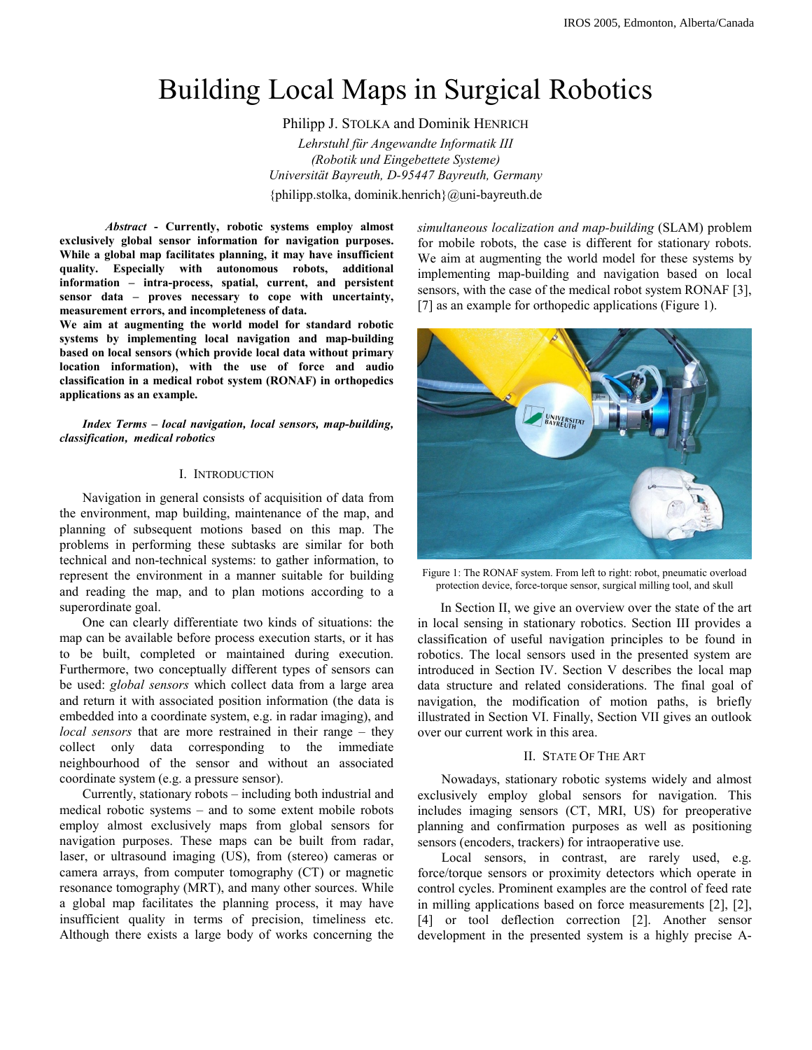# Building Local Maps in Surgical Robotics

Philipp J. STOLKA and Dominik HENRICH

*Lehrstuhl für Angewandte Informatik III*
*(Robotik und Eingebettete Systeme)*
*Universität Bayreuth, D-95447 Bayreuth, Germany*

{philipp.stolka, dominik.henrich}@uni-bayreuth.de

***Abstract* - Currently, robotic systems employ almost exclusively global sensor information for navigation purposes. While a global map facilitates planning, it may have insufficient quality. Especially with autonomous robots, additional information – intra-process, spatial, current, and persistent sensor data – proves necessary to cope with uncertainty, measurement errors, and incompleteness of data.**

**We aim at augmenting the world model for standard robotic systems by implementing local navigation and map-building based on local sensors (which provide local data without primary location information), with the use of force and audio classification in a medical robot system (RONAF) in orthopedics applications as an example.**

***Index Terms – local navigation, local sensors, map-building, classification, medical robotics***

## I. INTRODUCTION

Navigation in general consists of acquisition of data from the environment, map building, maintenance of the map, and planning of subsequent motions based on this map. The problems in performing these subtasks are similar for both technical and non-technical systems: to gather information, to represent the environment in a manner suitable for building and reading the map, and to plan motions according to a superordinate goal.

One can clearly differentiate two kinds of situations: the map can be available before process execution starts, or it has to be built, completed or maintained during execution. Furthermore, two conceptually different types of sensors can be used: *global sensors* which collect data from a large area and return it with associated position information (the data is embedded into a coordinate system, e.g. in radar imaging), and *local sensors* that are more restrained in their range – they collect only data corresponding to the immediate neighbourhood of the sensor and without an associated coordinate system (e.g. a pressure sensor).

Currently, stationary robots – including both industrial and medical robotic systems – and to some extent mobile robots employ almost exclusively maps from global sensors for navigation purposes. These maps can be built from radar, laser, or ultrasound imaging (US), from (stereo) cameras or camera arrays, from computer tomography (CT) or magnetic resonance tomography (MRT), and many other sources. While a global map facilitates the planning process, it may have insufficient quality in terms of precision, timeliness etc. Although there exists a large body of works concerning the *simultaneous localization and map-building* (SLAM) problem for mobile robots, the case is different for stationary robots. We aim at augmenting the world model for these systems by implementing map-building and navigation based on local sensors, with the case of the medical robot system RONAF [3], [7] as an example for orthopedic applications (Figure 1).

Figure 1: The RONAF system. From left to right: robot, pneumatic overload protection device, force-torque sensor, surgical milling tool, and skull

In Section II, we give an overview over the state of the art in local sensing in stationary robotics. Section III provides a classification of useful navigation principles to be found in robotics. The local sensors used in the presented system are introduced in Section IV. Section V describes the local map data structure and related considerations. The final goal of navigation, the modification of motion paths, is briefly illustrated in Section VI. Finally, Section VII gives an outlook over our current work in this area.

## II. STATE OF THE ART

Nowadays, stationary robotic systems widely and almost exclusively employ global sensors for navigation. This includes imaging sensors (CT, MRI, US) for preoperative planning and confirmation purposes as well as positioning sensors (encoders, trackers) for intraoperative use.

Local sensors, in contrast, are rarely used, e.g. force/torque sensors or proximity detectors which operate in control cycles. Prominent examples are the control of feed rate in milling applications based on force measurements [2], [2], [4] or tool deflection correction [2]. Another sensor development in the presented system is a highly precise A-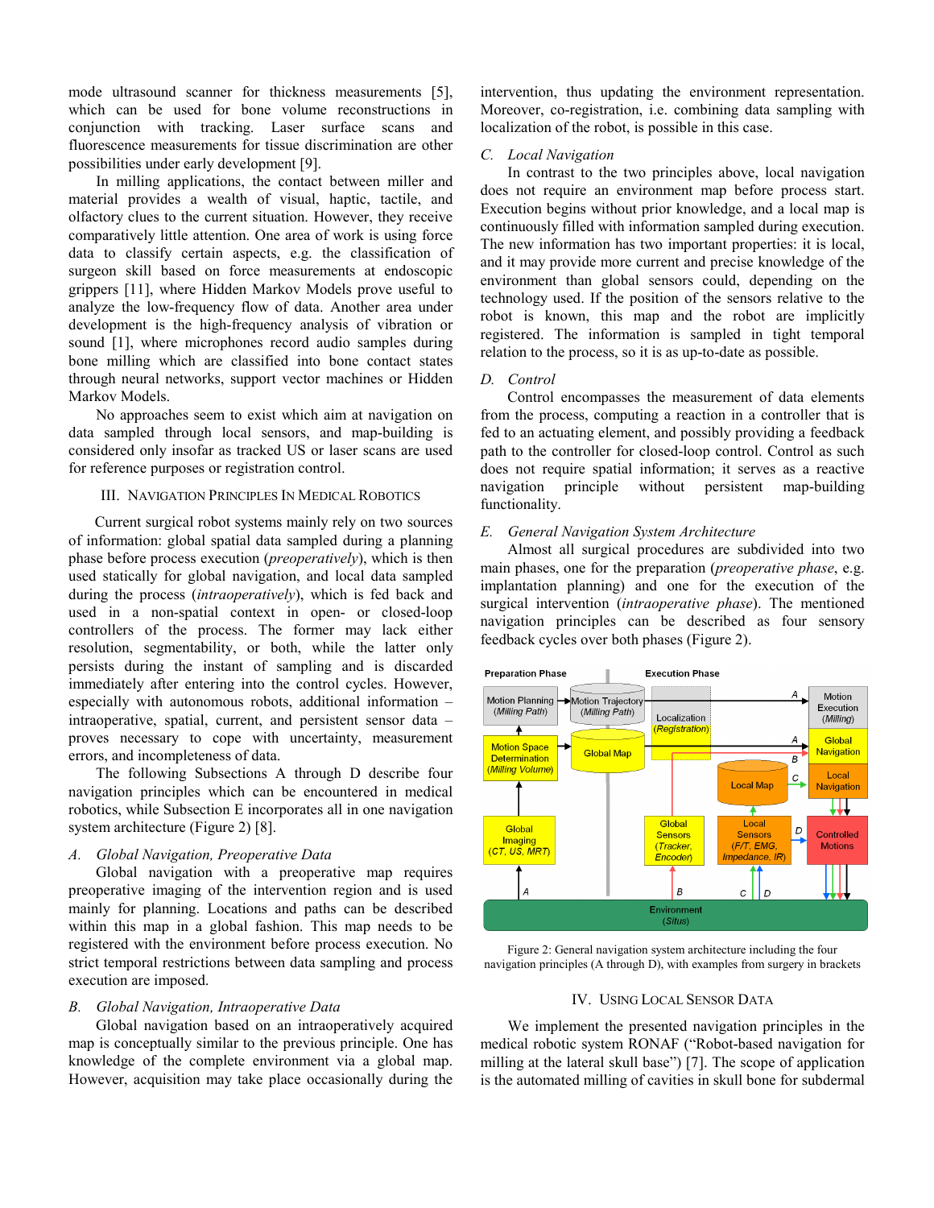mode ultrasound scanner for thickness measurements [5], which can be used for bone volume reconstructions in conjunction with tracking. Laser surface scans and fluorescence measurements for tissue discrimination are other possibilities under early development [9].

In milling applications, the contact between miller and material provides a wealth of visual, haptic, tactile, and olfactory clues to the current situation. However, they receive comparatively little attention. One area of work is using force data to classify certain aspects, e.g. the classification of surgeon skill based on force measurements at endoscopic grippers [11], where Hidden Markov Models prove useful to analyze the low-frequency flow of data. Another area under development is the high-frequency analysis of vibration or sound [1], where microphones record audio samples during bone milling which are classified into bone contact states through neural networks, support vector machines or Hidden Markov Models.

No approaches seem to exist which aim at navigation on data sampled through local sensors, and map-building is considered only insofar as tracked US or laser scans are used for reference purposes or registration control.

## III. Navigation Principles In Medical Robotics

Current surgical robot systems mainly rely on two sources of information: global spatial data sampled during a planning phase before process execution (*preoperatively*), which is then used statically for global navigation, and local data sampled during the process (*intraoperatively*), which is fed back and used in a non-spatial context in open- or closed-loop controllers of the process. The former may lack either resolution, segmentability, or both, while the latter only persists during the instant of sampling and is discarded immediately after entering into the control cycles. However, especially with autonomous robots, additional information – intraoperative, spatial, current, and persistent sensor data – proves necessary to cope with uncertainty, measurement errors, and incompleteness of data.

The following Subsections A through D describe four navigation principles which can be encountered in medical robotics, while Subsection E incorporates all in one navigation system architecture (Figure 2) [8].

### A. Global Navigation, Preoperative Data

Global navigation with a preoperative map requires preoperative imaging of the intervention region and is used mainly for planning. Locations and paths can be described within this map in a global fashion. This map needs to be registered with the environment before process execution. No strict temporal restrictions between data sampling and process execution are imposed.

### B. Global Navigation, Intraoperative Data

Global navigation based on an intraoperatively acquired map is conceptually similar to the previous principle. One has knowledge of the complete environment via a global map. However, acquisition may take place occasionally during the intervention, thus updating the environment representation. Moreover, co-registration, i.e. combining data sampling with localization of the robot, is possible in this case.

### C. Local Navigation

In contrast to the two principles above, local navigation does not require an environment map before process start. Execution begins without prior knowledge, and a local map is continuously filled with information sampled during execution. The new information has two important properties: it is local, and it may provide more current and precise knowledge of the environment than global sensors could, depending on the technology used. If the position of the sensors relative to the robot is known, this map and the robot are implicitly registered. The information is sampled in tight temporal relation to the process, so it is as up-to-date as possible.

### D. Control

Control encompasses the measurement of data elements from the process, computing a reaction in a controller that is fed to an actuating element, and possibly providing a feedback path to the controller for closed-loop control. Control as such does not require spatial information; it serves as a reactive navigation principle without persistent map-building functionality.

### E. General Navigation System Architecture

Almost all surgical procedures are subdivided into two main phases, one for the preparation (*preoperative phase*, e.g. implantation planning) and one for the execution of the surgical intervention (*intraoperative phase*). The mentioned navigation principles can be described as four sensory feedback cycles over both phases (Figure 2).

Figure 2: General navigation system architecture including the four navigation principles (A through D), with examples from surgery in brackets

## IV. Using Local Sensor Data

We implement the presented navigation principles in the medical robotic system RONAF ("Robot-based navigation for milling at the lateral skull base") [7]. The scope of application is the automated milling of cavities in skull bone for subdermal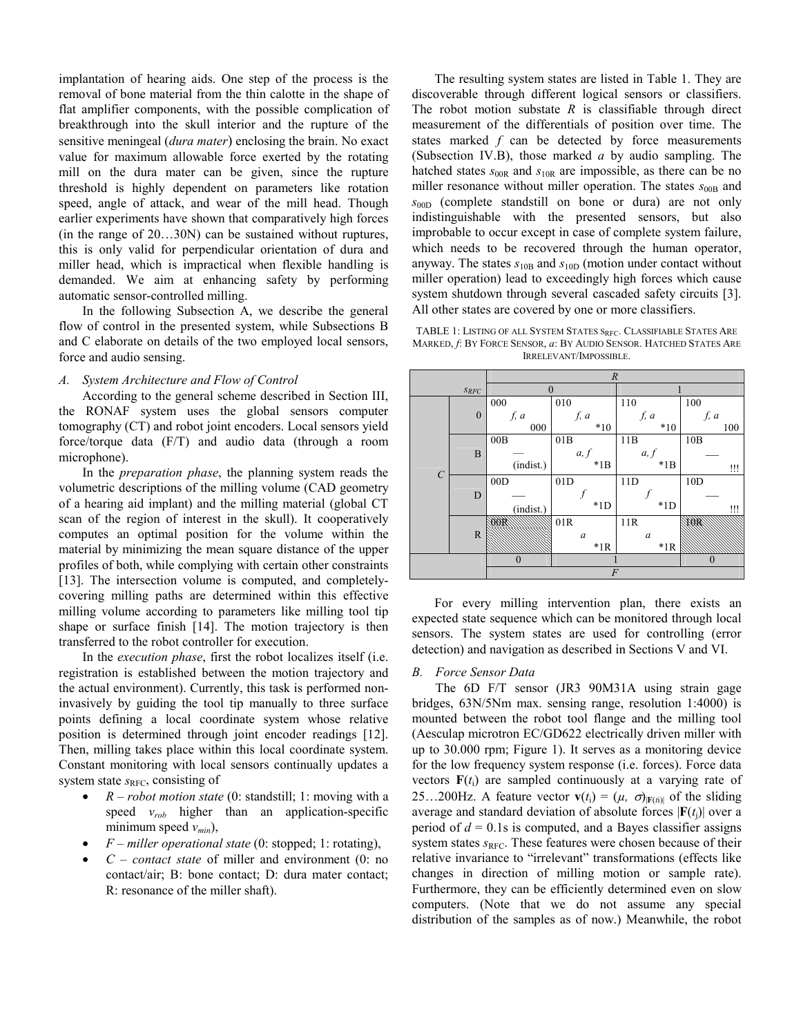implantation of hearing aids. One step of the process is the removal of bone material from the thin calotte in the shape of flat amplifier components, with the possible complication of breakthrough into the skull interior and the rupture of the sensitive meningeal (*dura mater*) enclosing the brain. No exact value for maximum allowable force exerted by the rotating mill on the dura mater can be given, since the rupture threshold is highly dependent on parameters like rotation speed, angle of attack, and wear of the mill head. Though earlier experiments have shown that comparatively high forces (in the range of 20…30N) can be sustained without ruptures, this is only valid for perpendicular orientation of dura and miller head, which is impractical when flexible handling is demanded. We aim at enhancing safety by performing automatic sensor-controlled milling.

In the following Subsection A, we describe the general flow of control in the presented system, while Subsections B and C elaborate on details of the two employed local sensors, force and audio sensing.

### A. System Architecture and Flow of Control

According to the general scheme described in Section III, the RONAF system uses the global sensors computer tomography (CT) and robot joint encoders. Local sensors yield force/torque data (F/T) and audio data (through a room microphone).

In the *preparation phase*, the planning system reads the volumetric descriptions of the milling volume (CAD geometry of a hearing aid implant) and the milling material (global CT scan of the region of interest in the skull). It cooperatively computes an optimal position for the volume within the material by minimizing the mean square distance of the upper profiles of both, while complying with certain other constraints [13]. The intersection volume is computed, and completely-covering milling paths are determined within this effective milling volume according to parameters like milling tool tip shape or surface finish [14]. The motion trajectory is then transferred to the robot controller for execution.

In the *execution phase*, first the robot localizes itself (i.e. registration is established between the motion trajectory and the actual environment). Currently, this task is performed non-invasively by guiding the tool tip manually to three surface points defining a local coordinate system whose relative position is determined through joint encoder readings [12]. Then, milling takes place within this local coordinate system. Constant monitoring with local sensors continually updates a system state $s_{RFC}$, consisting of

- *R – robot motion state* (0: standstill; 1: moving with a speed $v_{rob}$ higher than an application-specific minimum speed $v_{min}$),
- *F – miller operational state* (0: stopped; 1: rotating),
- *C – contact state* of miller and environment (0: no contact/air; B: bone contact; D: dura mater contact; R: resonance of the miller shaft).

The resulting system states are listed in Table 1. They are discoverable through different logical sensors or classifiers. The robot motion substate $R$ is classifiable through direct measurement of the differentials of position over time. The states marked $f$ can be detected by force measurements (Subsection IV.B), those marked $a$ by audio sampling. The hatched states $s_{00R}$ and $s_{10R}$ are impossible, as there can be no miller resonance without miller operation. The states $s_{00B}$ and $s_{00D}$ (complete standstill on bone or dura) are not only indistinguishable with the presented sensors, but also improbable to occur except in case of complete system failure, which needs to be recovered through the human operator, anyway. The states $s_{10B}$ and $s_{10D}$ (motion under contact without miller operation) lead to exceedingly high forces which cause system shutdown through several cascaded safety circuits [3]. All other states are covered by one or more classifiers.

TABLE 1: LISTING OF ALL SYSTEM STATES $s_{RFC}$. CLASSIFIABLE STATES ARE MARKED, *f*: BY FORCE SENSOR, *a*: BY AUDIO SENSOR. HATCHED STATES ARE IRRELEVANT/IMPOSSIBLE.

| | $s_{RFC}$ | *R* = 0 | *R* = 0 | *R* = 1 | *R* = 1 |
|---|---|---|---|---|---|
| *C* | 0 | 000 *f, a* 000 | 010 *f, a* *10 | 110 *f, a* *10 | 100 *f, a* 100 |
| *C* | B | 00B — (indist.) | 01B *a, f* *1B | 11B *a, f* *1B | 10B — !!! |
| *C* | D | 00D — (indist.) | 01D *f* *1D | 11D *f* *1D | 10D — !!! |
| *C* | R | 00R (hatched) | 01R *a* *1R | 11R *a* *1R | 10R (hatched) |
| | *F* | 0 | 1 | 1 | 0 |

For every milling intervention plan, there exists an expected state sequence which can be monitored through local sensors. The system states are used for controlling (error detection) and navigation as described in Sections V and VI.

### B. Force Sensor Data

The 6D F/T sensor (JR3 90M31A using strain gage bridges, 63N/5Nm max. sensing range, resolution 1:4000) is mounted between the robot tool flange and the milling tool (Aesculap microtron EC/GD622 electrically driven miller with up to 30.000 rpm; Figure 1). It serves as a monitoring device for the low frequency system response (i.e. forces). Force data vectors $\mathbf{F}(t_i)$ are sampled continuously at a varying rate of 25…200Hz. A feature vector $\mathbf{v}(t_i) = (\mu, \sigma)_{|\mathbf{F}(ti)|}$ of the sliding average and standard deviation of absolute forces $|\mathbf{F}(t_j)|$ over a period of $d = 0.1$s is computed, and a Bayes classifier assigns system states $s_{RFC}$. These features were chosen because of their relative invariance to "irrelevant" transformations (effects like changes in direction of milling motion or sample rate). Furthermore, they can be efficiently determined even on slow computers. (Note that we do not assume any special distribution of the samples as of now.) Meanwhile, the robot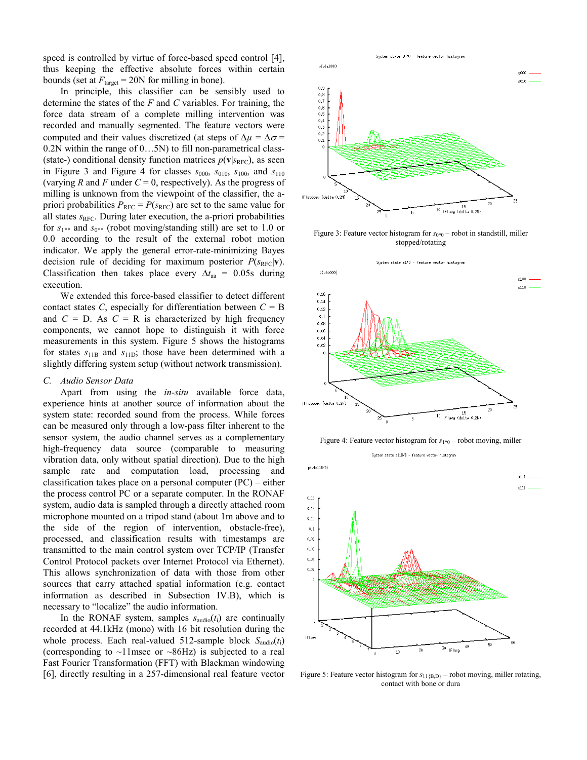speed is controlled by virtue of force-based speed control [4], thus keeping the effective absolute forces within certain bounds (set at $F_{target} = 20$N for milling in bone).

In principle, this classifier can be sensibly used to determine the states of the $F$ and $C$ variables. For training, the force data stream of a complete milling intervention was recorded and manually segmented. The feature vectors were computed and their values discretized (at steps of $\Delta\mu = \Delta\sigma = 0.2$N within the range of 0…5N) to fill non-parametrical class- (state-) conditional density function matrices $p(\mathbf{v}|s_{RFC})$, as seen in Figure 3 and Figure 4 for classes $s_{000}$, $s_{010}$, $s_{100}$, and $s_{110}$ (varying $R$ and $F$ under $C = 0$, respectively). As the progress of milling is unknown from the viewpoint of the classifier, the a-priori probabilities $P_{RFC} = P(s_{RFC})$ are set to the same value for all states $s_{RFC}$. During later execution, the a-priori probabilities for $s_{1**}$ and $s_{0**}$ (robot moving/standing still) are set to 1.0 or 0.0 according to the result of the external robot motion indicator. We apply the general error-rate-minimizing Bayes decision rule of deciding for maximum posterior $P(s_{RFC}|\mathbf{v})$. Classification then takes place every $\Delta t_{aa} = 0.05$s during execution.

We extended this force-based classifier to detect different contact states $C$, especially for differentiation between $C$ = B and $C$ = D. As $C$ = R is characterized by high frequency components, we cannot hope to distinguish it with force measurements in this system. Figure 5 shows the histograms for states $s_{11B}$ and $s_{11D}$; those have been determined with a slightly differing system setup (without network transmission).

### C. Audio Sensor Data

Apart from using the *in-situ* available force data, experience hints at another source of information about the system state: recorded sound from the process. While forces can be measured only through a low-pass filter inherent to the sensor system, the audio channel serves as a complementary high-frequency data source (comparable to measuring vibration data, only without spatial direction). Due to the high sample rate and computation load, processing and classification takes place on a personal computer (PC) – either the process control PC or a separate computer. In the RONAF system, audio data is sampled through a directly attached room microphone mounted on a tripod stand (about 1m above and to the side of the region of intervention, obstacle-free), processed, and classification results with timestamps are transmitted to the main control system over TCP/IP (Transfer Control Protocol packets over Internet Protocol via Ethernet). This allows synchronization of data with those from other sources that carry attached spatial information (e.g. contact information as described in Subsection IV.B), which is necessary to "localize" the audio information.

In the RONAF system, samples $s_{audio}(t_i)$ are continually recorded at 44.1kHz (mono) with 16 bit resolution during the whole process. Each real-valued 512-sample block $S_{audio}(t_i)$ (corresponding to ~11msec or ~86Hz) is subjected to a real Fast Fourier Transformation (FFT) with Blackman windowing [6], directly resulting in a 257-dimensional real feature vector

Figure 3: Feature vector histogram for $s_{0*0}$ – robot in standstill, miller stopped/rotating

Figure 4: Feature vector histogram for $s_{1*0}$ – robot moving, miller

Figure 5: Feature vector histogram for $s_{11\{B,D\}}$ – robot moving, miller rotating, contact with bone or dura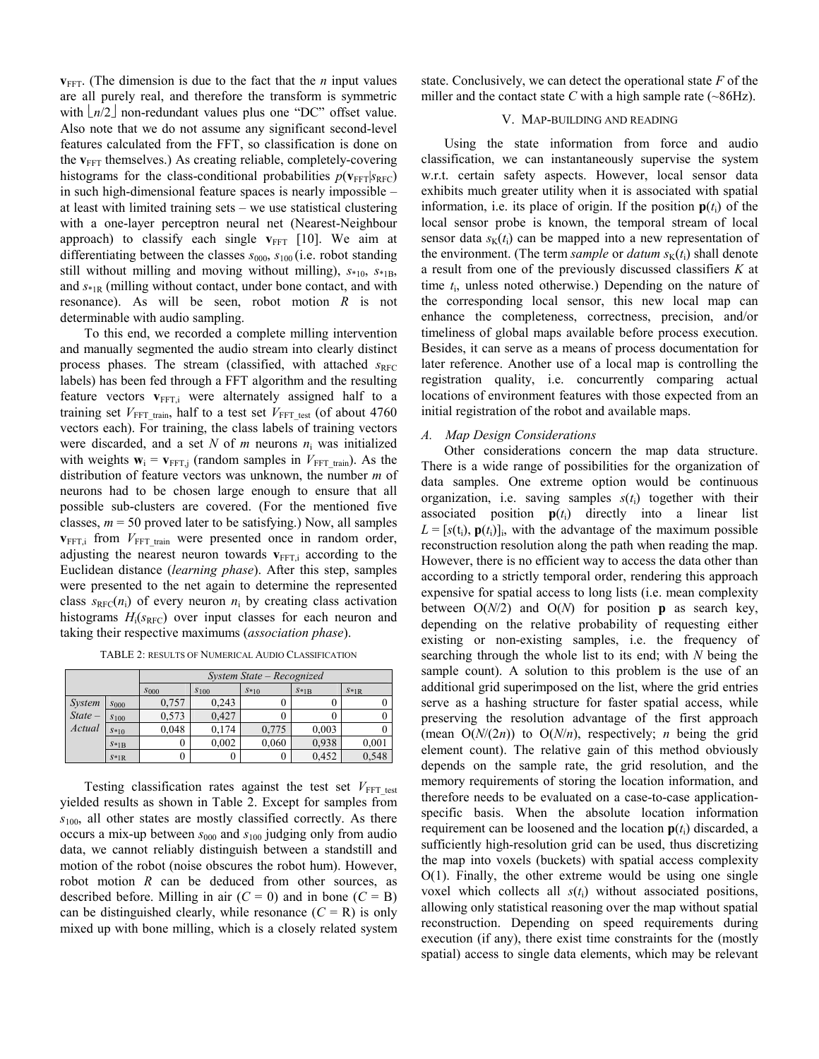$\mathbf{v}_{FFT}$. (The dimension is due to the fact that the $n$ input values are all purely real, and therefore the transform is symmetric with $\lfloor n/2 \rfloor$ non-redundant values plus one "DC" offset value. Also note that we do not assume any significant second-level features calculated from the FFT, so classification is done on the $\mathbf{v}_{FFT}$ themselves.) As creating reliable, completely-covering histograms for the class-conditional probabilities $p(\mathbf{v}_{FFT}|s_{RFC})$ in such high-dimensional feature spaces is nearly impossible – at least with limited training sets – we use statistical clustering with a one-layer perceptron neural net (Nearest-Neighbour approach) to classify each single $\mathbf{v}_{FFT}$ [10]. We aim at differentiating between the classes $s_{000}$, $s_{100}$ (i.e. robot standing still without milling and moving without milling), $s_{*10}$, $s_{*1B}$, and $s_{*1R}$ (milling without contact, under bone contact, and with resonance). As will be seen, robot motion $R$ is not determinable with audio sampling.

To this end, we recorded a complete milling intervention and manually segmented the audio stream into clearly distinct process phases. The stream (classified, with attached $s_{RFC}$ labels) has been fed through a FFT algorithm and the resulting feature vectors $\mathbf{v}_{FFT,i}$ were alternately assigned half to a training set $V_{FFT\_train}$, half to a test set $V_{FFT\_test}$ (of about 4760 vectors each). For training, the class labels of training vectors were discarded, and a set $N$ of $m$ neurons $n_i$ was initialized with weights $\mathbf{w}_i = \mathbf{v}_{FFT,j}$ (random samples in $V_{FFT\_train}$). As the distribution of feature vectors was unknown, the number $m$ of neurons had to be chosen large enough to ensure that all possible sub-clusters are covered. (For the mentioned five classes, $m = 50$ proved later to be satisfying.) Now, all samples $\mathbf{v}_{FFT,i}$ from $V_{FFT\_train}$ were presented once in random order, adjusting the nearest neuron towards $\mathbf{v}_{FFT,i}$ according to the Euclidean distance (*learning phase*). After this step, samples were presented to the net again to determine the represented class $s_{RFC}(n_i)$ of every neuron $n_i$ by creating class activation histograms $H_i(s_{RFC})$ over input classes for each neuron and taking their respective maximums (*association phase*).

TABLE 2: RESULTS OF NUMERICAL AUDIO CLASSIFICATION

| | | *System State – Recognized* | | | | |
|---|---|---|---|---|---|---|
| | | $s_{000}$ | $s_{100}$ | $s_{*10}$ | $s_{*1B}$ | $s_{*1R}$ |
| *System State – Actual* | $s_{000}$ | 0,757 | 0,243 | 0 | 0 | 0 |
| | $s_{100}$ | 0,573 | 0,427 | 0 | 0 | 0 |
| | $s_{*10}$ | 0,048 | 0,174 | 0,775 | 0,003 | 0 |
| | $s_{*1B}$ | 0 | 0,002 | 0,060 | 0,938 | 0,001 |
| | $s_{*1R}$ | 0 | 0 | 0 | 0,452 | 0,548 |

Testing classification rates against the test set $V_{FFT\_test}$ yielded results as shown in Table 2. Except for samples from $s_{100}$, all other states are mostly classified correctly. As there occurs a mix-up between $s_{000}$ and $s_{100}$ judging only from audio data, we cannot reliably distinguish between a standstill and motion of the robot (noise obscures the robot hum). However, robot motion $R$ can be deduced from other sources, as described before. Milling in air ($C = 0$) and in bone ($C = \mathrm{B}$) can be distinguished clearly, while resonance ($C = \mathrm{R}$) is only mixed up with bone milling, which is a closely related system state. Conclusively, we can detect the operational state $F$ of the miller and the contact state $C$ with a high sample rate (~86Hz).

## V. MAP-BUILDING AND READING

Using the state information from force and audio classification, we can instantaneously supervise the system w.r.t. certain safety aspects. However, local sensor data exhibits much greater utility when it is associated with spatial information, i.e. its place of origin. If the position $\mathbf{p}(t_i)$ of the local sensor probe is known, the temporal stream of local sensor data $s_K(t_i)$ can be mapped into a new representation of the environment. (The term *sample* or *datum* $s_K(t_i)$ shall denote a result from one of the previously discussed classifiers $K$ at time $t_i$, unless noted otherwise.) Depending on the nature of the corresponding local sensor, this new local map can enhance the completeness, correctness, precision, and/or timeliness of global maps available before process execution. Besides, it can serve as a means of process documentation for later reference. Another use of a local map is controlling the registration quality, i.e. concurrently comparing actual locations of environment features with those expected from an initial registration of the robot and available maps.

### A. Map Design Considerations

Other considerations concern the map data structure. There is a wide range of possibilities for the organization of data samples. One extreme option would be continuous organization, i.e. saving samples $s(t_i)$ together with their associated position $\mathbf{p}(t_i)$ directly into a linear list $L = [s(t_i), \mathbf{p}(t_i)]_i$, with the advantage of the maximum possible reconstruction resolution along the path when reading the map. However, there is no efficient way to access the data other than according to a strictly temporal order, rendering this approach expensive for spatial access to long lists (i.e. mean complexity between $O(N/2)$ and $O(N)$ for position $\mathbf{p}$ as search key, depending on the relative probability of requesting either existing or non-existing samples, i.e. the frequency of searching through the whole list to its end; with $N$ being the sample count). A solution to this problem is the use of an additional grid superimposed on the list, where the grid entries serve as a hashing structure for faster spatial access, while preserving the resolution advantage of the first approach (mean $O(N/(2n))$ to $O(N/n)$, respectively; $n$ being the grid element count). The relative gain of this method obviously depends on the sample rate, the grid resolution, and the memory requirements of storing the location information, and therefore needs to be evaluated on a case-to-case application-specific basis. When the absolute location information requirement can be loosened and the location $\mathbf{p}(t_i)$ discarded, a sufficiently high-resolution grid can be used, thus discretizing the map into voxels (buckets) with spatial access complexity $O(1)$. Finally, the other extreme would be using one single voxel which collects all $s(t_i)$ without associated positions, allowing only statistical reasoning over the map without spatial reconstruction. Depending on speed requirements during execution (if any), there exist time constraints for the (mostly spatial) access to single data elements, which may be relevant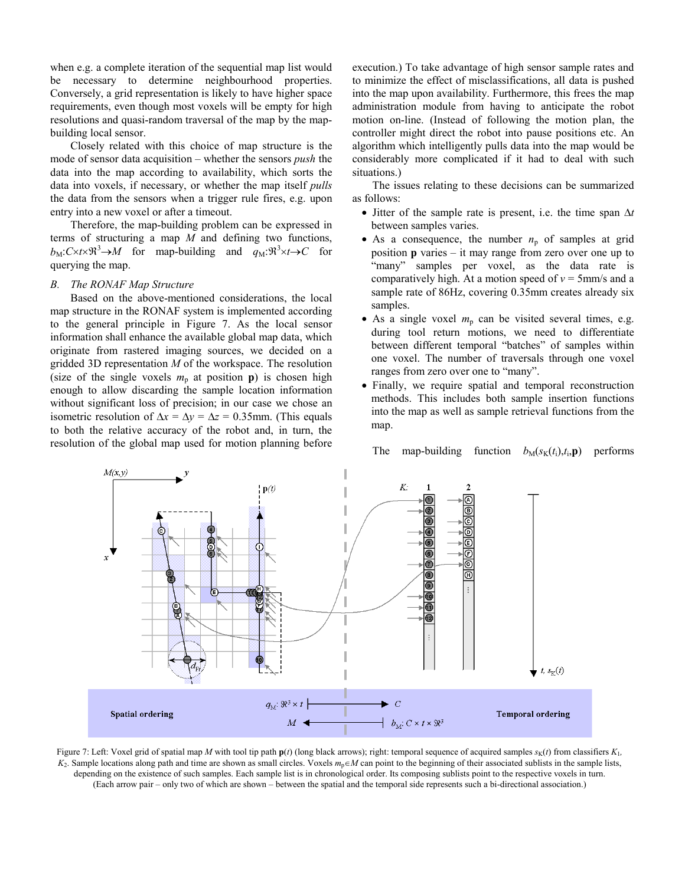when e.g. a complete iteration of the sequential map list would be necessary to determine neighbourhood properties. Conversely, a grid representation is likely to have higher space requirements, even though most voxels will be empty for high resolutions and quasi-random traversal of the map by the map-building local sensor.

Closely related with this choice of map structure is the mode of sensor data acquisition – whether the sensors *push* the data into the map according to availability, which sorts the data into voxels, if necessary, or whether the map itself *pulls* the data from the sensors when a trigger rule fires, e.g. upon entry into a new voxel or after a timeout.

Therefore, the map-building problem can be expressed in terms of structuring a map $M$ and defining two functions, $b_M: C \times t \times \Re^3 \to M$ for map-building and $q_M: \Re^3 \times t \to C$ for querying the map.

### B. The RONAF Map Structure

Based on the above-mentioned considerations, the local map structure in the RONAF system is implemented according to the general principle in Figure 7. As the local sensor information shall enhance the available global map data, which originate from rastered imaging sources, we decided on a gridded 3D representation $M$ of the workspace. The resolution (size of the single voxels $m_p$ at position $\mathbf{p}$) is chosen high enough to allow discarding the sample location information without significant loss of precision; in our case we chose an isometric resolution of $\Delta x = \Delta y = \Delta z = 0.35$mm. (This equals to both the relative accuracy of the robot and, in turn, the resolution of the global map used for motion planning before execution.) To take advantage of high sensor sample rates and to minimize the effect of misclassifications, all data is pushed into the map upon availability. Furthermore, this frees the map administration module from having to anticipate the robot motion on-line. (Instead of following the motion plan, the controller might direct the robot into pause positions etc. An algorithm which intelligently pulls data into the map would be considerably more complicated if it had to deal with such situations.)

The issues relating to these decisions can be summarized as follows:

- Jitter of the sample rate is present, i.e. the time span $\Delta t$ between samples varies.
- As a consequence, the number $n_p$ of samples at grid position $\mathbf{p}$ varies – it may range from zero over one up to "many" samples per voxel, as the data rate is comparatively high. At a motion speed of $v = 5$mm/s and a sample rate of 86Hz, covering 0.35mm creates already six samples.
- As a single voxel $m_p$ can be visited several times, e.g. during tool return motions, we need to differentiate between different temporal "batches" of samples within one voxel. The number of traversals through one voxel ranges from zero over one to "many".
- Finally, we require spatial and temporal reconstruction methods. This includes both sample insertion functions into the map as well as sample retrieval functions from the map.

The map-building function $b_M(s_K(t_i), t_i, \mathbf{p})$ performs

Figure 7: Left: Voxel grid of spatial map $M$ with tool tip path $\mathbf{p}(t)$ (long black arrows); right: temporal sequence of acquired samples $s_K(t)$ from classifiers $K_1$, $K_2$. Sample locations along path and time are shown as small circles. Voxels $m_p \in M$ can point to the beginning of their associated sublists in the sample lists, depending on the existence of such samples. Each sample list is in chronological order. Its composing sublists point to the respective voxels in turn. (Each arrow pair – only two of which are shown – between the spatial and the temporal side represents such a bi-directional association.)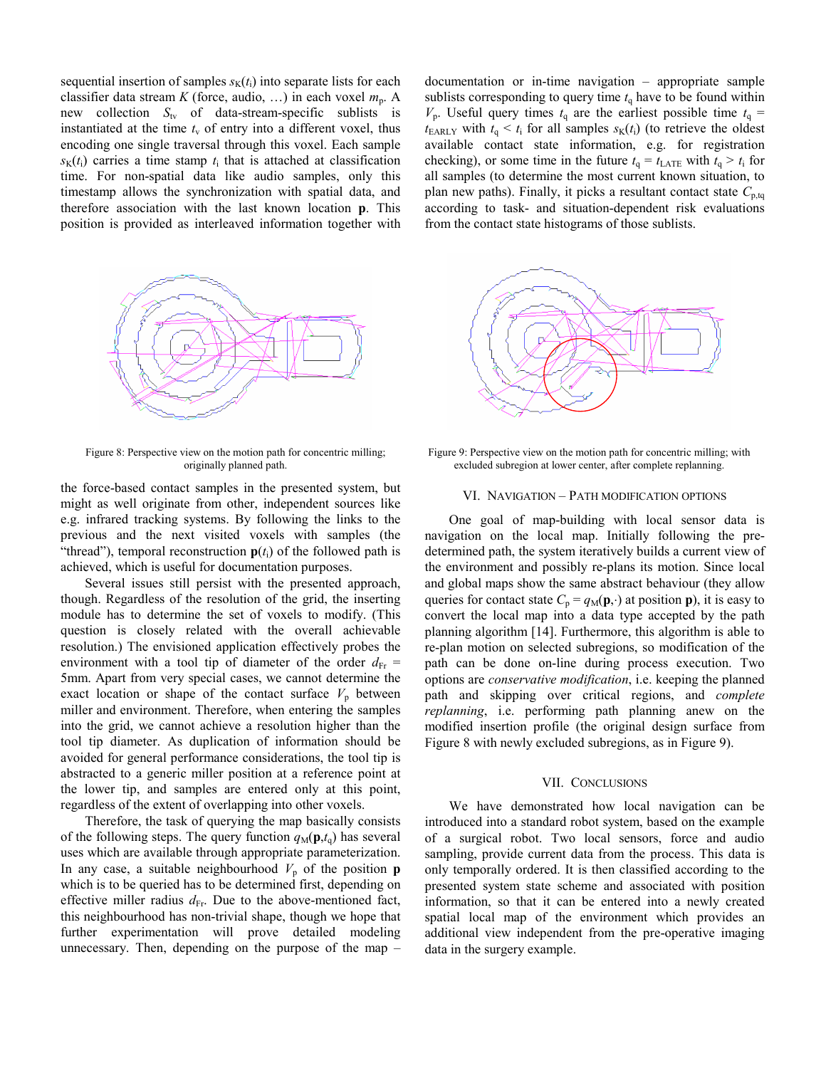sequential insertion of samples $s_K(t_i)$ into separate lists for each classifier data stream $K$ (force, audio, …) in each voxel $m_p$. A new collection $S_{tv}$ of data-stream-specific sublists is instantiated at the time $t_v$ of entry into a different voxel, thus encoding one single traversal through this voxel. Each sample $s_K(t_i)$ carries a time stamp $t_i$ that is attached at classification time. For non-spatial data like audio samples, only this timestamp allows the synchronization with spatial data, and therefore association with the last known location **p**. This position is provided as interleaved information together with the force-based contact samples in the presented system, but might as well originate from other, independent sources like e.g. infrared tracking systems. By following the links to the previous and the next visited voxels with samples (the "thread"), temporal reconstruction $\mathbf{p}(t_i)$ of the followed path is achieved, which is useful for documentation purposes.

Several issues still persist with the presented approach, though. Regardless of the resolution of the grid, the inserting module has to determine the set of voxels to modify. (This question is closely related with the overall achievable resolution.) The envisioned application effectively probes the environment with a tool tip of diameter of the order $d_{Fr}$ = 5mm. Apart from very special cases, we cannot determine the exact location or shape of the contact surface $V_p$ between miller and environment. Therefore, when entering the samples into the grid, we cannot achieve a resolution higher than the tool tip diameter. As duplication of information should be avoided for general performance considerations, the tool tip is abstracted to a generic miller position at a reference point at the lower tip, and samples are entered only at this point, regardless of the extent of overlapping into other voxels.

Therefore, the task of querying the map basically consists of the following steps. The query function $q_M(\mathbf{p},t_q)$ has several uses which are available through appropriate parameterization. In any case, a suitable neighbourhood $V_p$ of the position **p** which is to be queried has to be determined first, depending on effective miller radius $d_{Fr}$. Due to the above-mentioned fact, this neighbourhood has non-trivial shape, though we hope that further experimentation will prove detailed modeling unnecessary. Then, depending on the purpose of the map – documentation or in-time navigation – appropriate sample sublists corresponding to query time $t_q$ have to be found within $V_p$. Useful query times $t_q$ are the earliest possible time $t_q = t_{EARLY}$ with $t_q < t_i$ for all samples $s_K(t_i)$ (to retrieve the oldest available contact state information, e.g. for registration checking), or some time in the future $t_q = t_{LATE}$ with $t_q > t_i$ for all samples (to determine the most current known situation, to plan new paths). Finally, it picks a resultant contact state $C_{p,tq}$ according to task- and situation-dependent risk evaluations from the contact state histograms of those sublists.

Figure 8: Perspective view on the motion path for concentric milling; originally planned path.

Figure 9: Perspective view on the motion path for concentric milling; with excluded subregion at lower center, after complete replanning.

## VI. Navigation – Path Modification Options

One goal of map-building with local sensor data is navigation on the local map. Initially following the pre-determined path, the system iteratively builds a current view of the environment and possibly re-plans its motion. Since local and global maps show the same abstract behaviour (they allow queries for contact state $C_p = q_M(\mathbf{p},\cdot)$ at position **p**), it is easy to convert the local map into a data type accepted by the path planning algorithm [14]. Furthermore, this algorithm is able to re-plan motion on selected subregions, so modification of the path can be done on-line during process execution. Two options are *conservative modification*, i.e. keeping the planned path and skipping over critical regions, and *complete replanning*, i.e. performing path planning anew on the modified insertion profile (the original design surface from Figure 8 with newly excluded subregions, as in Figure 9).

## VII. Conclusions

We have demonstrated how local navigation can be introduced into a standard robot system, based on the example of a surgical robot. Two local sensors, force and audio sampling, provide current data from the process. This data is only temporally ordered. It is then classified according to the presented system state scheme and associated with position information, so that it can be entered into a newly created spatial local map of the environment which provides an additional view independent from the pre-operative imaging data in the surgery example.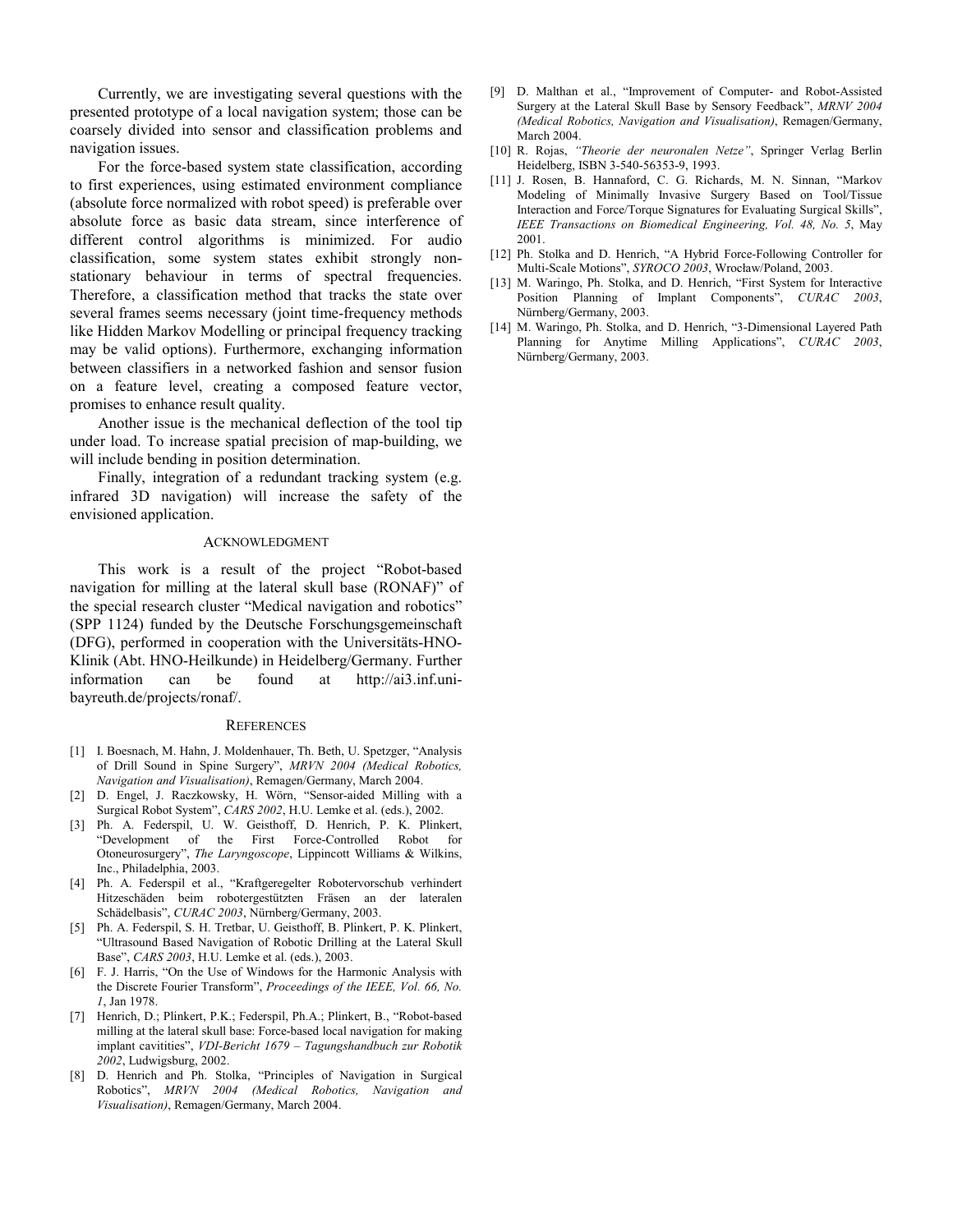Currently, we are investigating several questions with the presented prototype of a local navigation system; those can be coarsely divided into sensor and classification problems and navigation issues.

For the force-based system state classification, according to first experiences, using estimated environment compliance (absolute force normalized with robot speed) is preferable over absolute force as basic data stream, since interference of different control algorithms is minimized. For audio classification, some system states exhibit strongly non-stationary behaviour in terms of spectral frequencies. Therefore, a classification method that tracks the state over several frames seems necessary (joint time-frequency methods like Hidden Markov Modelling or principal frequency tracking may be valid options). Furthermore, exchanging information between classifiers in a networked fashion and sensor fusion on a feature level, creating a composed feature vector, promises to enhance result quality.

Another issue is the mechanical deflection of the tool tip under load. To increase spatial precision of map-building, we will include bending in position determination.

Finally, integration of a redundant tracking system (e.g. infrared 3D navigation) will increase the safety of the envisioned application.

## Acknowledgment

This work is a result of the project "Robot-based navigation for milling at the lateral skull base (RONAF)" of the special research cluster "Medical navigation and robotics" (SPP 1124) funded by the Deutsche Forschungsgemeinschaft (DFG), performed in cooperation with the Universitäts-HNO-Klinik (Abt. HNO-Heilkunde) in Heidelberg/Germany. Further information can be found at http://ai3.inf.uni-bayreuth.de/projects/ronaf/.

## References

[1] I. Boesnach, M. Hahn, J. Moldenhauer, Th. Beth, U. Spetzger, "Analysis of Drill Sound in Spine Surgery", *MRVN 2004 (Medical Robotics, Navigation and Visualisation)*, Remagen/Germany, March 2004.

[2] D. Engel, J. Raczkowsky, H. Wörn, "Sensor-aided Milling with a Surgical Robot System", *CARS 2002*, H.U. Lemke et al. (eds.), 2002.

[3] Ph. A. Federspil, U. W. Geisthoff, D. Henrich, P. K. Plinkert, "Development of the First Force-Controlled Robot for Otoneurosurgery", *The Laryngoscope*, Lippincott Williams & Wilkins, Inc., Philadelphia, 2003.

[4] Ph. A. Federspil et al., "Kraftgeregelter Robotervorschub verhindert Hitzeschäden beim robotergestützten Fräsen an der lateralen Schädelbasis", *CURAC 2003*, Nürnberg/Germany, 2003.

[5] Ph. A. Federspil, S. H. Tretbar, U. Geisthoff, B. Plinkert, P. K. Plinkert, "Ultrasound Based Navigation of Robotic Drilling at the Lateral Skull Base", *CARS 2003*, H.U. Lemke et al. (eds.), 2003.

[6] F. J. Harris, "On the Use of Windows for the Harmonic Analysis with the Discrete Fourier Transform", *Proceedings of the IEEE, Vol. 66, No. 1*, Jan 1978.

[7] Henrich, D.; Plinkert, P.K.; Federspil, Ph.A.; Plinkert, B., "Robot-based milling at the lateral skull base: Force-based local navigation for making implant cavitities", *VDI-Bericht 1679 – Tagungshandbuch zur Robotik 2002*, Ludwigsburg, 2002.

[8] D. Henrich and Ph. Stolka, "Principles of Navigation in Surgical Robotics", *MRVN 2004 (Medical Robotics, Navigation and Visualisation)*, Remagen/Germany, March 2004.

[9] D. Malthan et al., "Improvement of Computer- and Robot-Assisted Surgery at the Lateral Skull Base by Sensory Feedback", *MRNV 2004 (Medical Robotics, Navigation and Visualisation)*, Remagen/Germany, March 2004.

[10] R. Rojas, *"Theorie der neuronalen Netze"*, Springer Verlag Berlin Heidelberg, ISBN 3-540-56353-9, 1993.

[11] J. Rosen, B. Hannaford, C. G. Richards, M. N. Sinnan, "Markov Modeling of Minimally Invasive Surgery Based on Tool/Tissue Interaction and Force/Torque Signatures for Evaluating Surgical Skills", *IEEE Transactions on Biomedical Engineering, Vol. 48, No. 5*, May 2001.

[12] Ph. Stolka and D. Henrich, "A Hybrid Force-Following Controller for Multi-Scale Motions", *SYROCO 2003*, Wrocław/Poland, 2003.

[13] M. Waringo, Ph. Stolka, and D. Henrich, "First System for Interactive Position Planning of Implant Components", *CURAC 2003*, Nürnberg/Germany, 2003.

[14] M. Waringo, Ph. Stolka, and D. Henrich, "3-Dimensional Layered Path Planning for Anytime Milling Applications", *CURAC 2003*, Nürnberg/Germany, 2003.